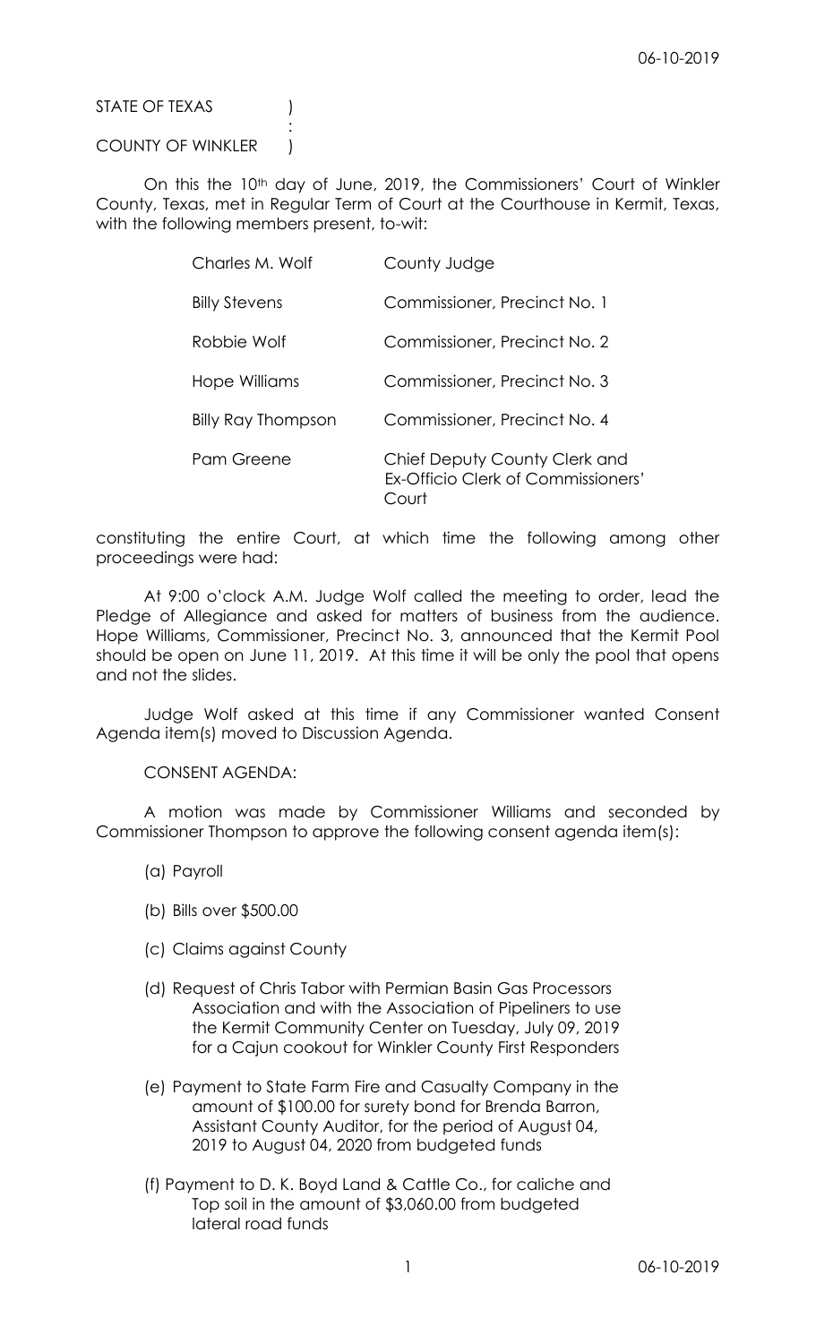STATE OF TEXAS )
:
COUNTY OF WINKLER )

On this the 10th day of June, 2019, the Commissioners' Court of Winkler County, Texas, met in Regular Term of Court at the Courthouse in Kermit, Texas, with the following members present, to-wit:

| | |
|---|---|
| Charles M. Wolf | County Judge |
| Billy Stevens | Commissioner, Precinct No. 1 |
| Robbie Wolf | Commissioner, Precinct No. 2 |
| Hope Williams | Commissioner, Precinct No. 3 |
| Billy Ray Thompson | Commissioner, Precinct No. 4 |
| Pam Greene | Chief Deputy County Clerk and Ex-Officio Clerk of Commissioners' Court |

constituting the entire Court, at which time the following among other proceedings were had:

At 9:00 o'clock A.M. Judge Wolf called the meeting to order, lead the Pledge of Allegiance and asked for matters of business from the audience. Hope Williams, Commissioner, Precinct No. 3, announced that the Kermit Pool should be open on June 11, 2019. At this time it will be only the pool that opens and not the slides.

Judge Wolf asked at this time if any Commissioner wanted Consent Agenda item(s) moved to Discussion Agenda.

CONSENT AGENDA:

A motion was made by Commissioner Williams and seconded by Commissioner Thompson to approve the following consent agenda item(s):

(a) Payroll

(b) Bills over $500.00

(c) Claims against County

(d) Request of Chris Tabor with Permian Basin Gas Processors Association and with the Association of Pipeliners to use the Kermit Community Center on Tuesday, July 09, 2019 for a Cajun cookout for Winkler County First Responders

(e) Payment to State Farm Fire and Casualty Company in the amount of $100.00 for surety bond for Brenda Barron, Assistant County Auditor, for the period of August 04, 2019 to August 04, 2020 from budgeted funds

(f) Payment to D. K. Boyd Land & Cattle Co., for caliche and Top soil in the amount of $3,060.00 from budgeted lateral road funds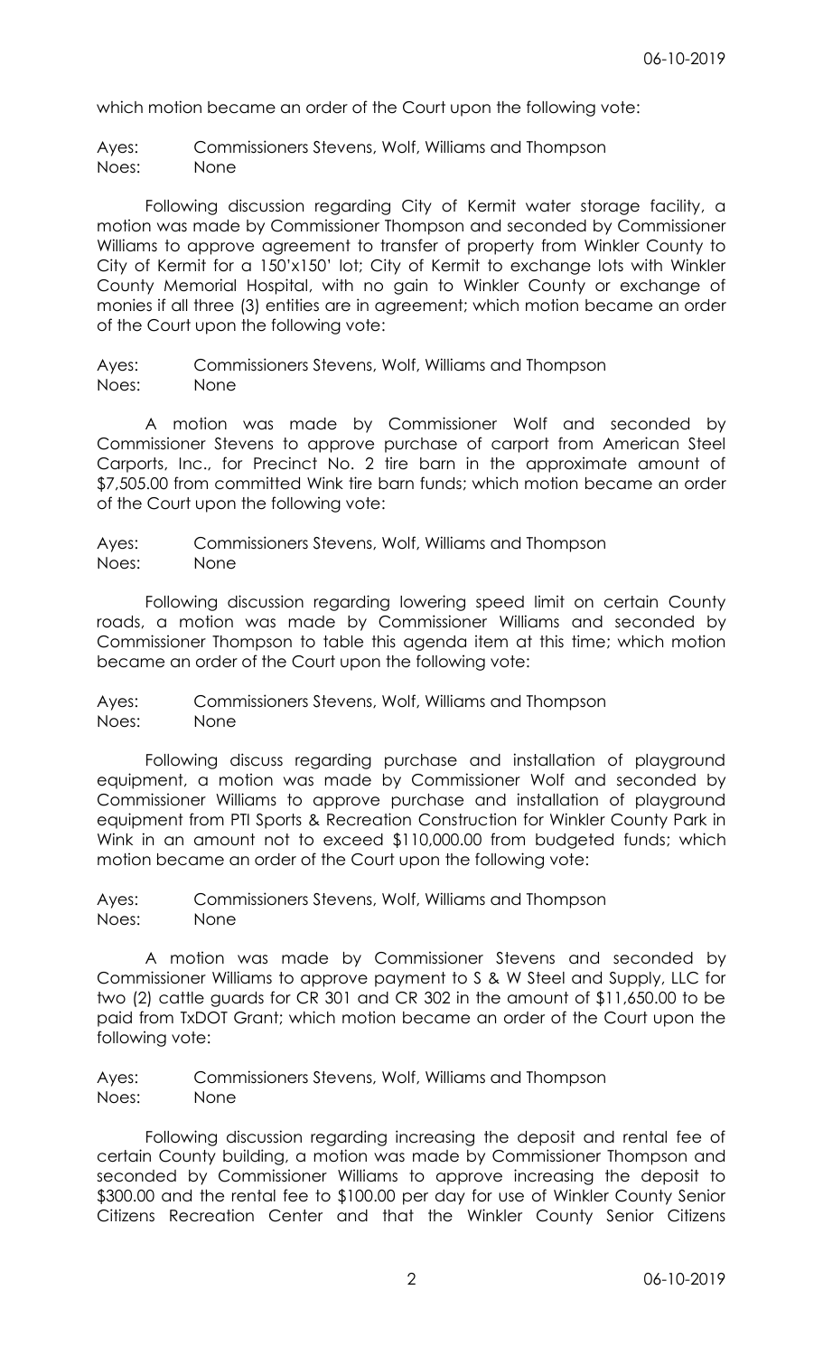which motion became an order of the Court upon the following vote:

Ayes: Commissioners Stevens, Wolf, Williams and Thompson
Noes: None

Following discussion regarding City of Kermit water storage facility, a motion was made by Commissioner Thompson and seconded by Commissioner Williams to approve agreement to transfer of property from Winkler County to City of Kermit for a 150'x150' lot; City of Kermit to exchange lots with Winkler County Memorial Hospital, with no gain to Winkler County or exchange of monies if all three (3) entities are in agreement; which motion became an order of the Court upon the following vote:

Ayes: Commissioners Stevens, Wolf, Williams and Thompson
Noes: None

A motion was made by Commissioner Wolf and seconded by Commissioner Stevens to approve purchase of carport from American Steel Carports, Inc., for Precinct No. 2 tire barn in the approximate amount of $7,505.00 from committed Wink tire barn funds; which motion became an order of the Court upon the following vote:

Ayes: Commissioners Stevens, Wolf, Williams and Thompson
Noes: None

Following discussion regarding lowering speed limit on certain County roads, a motion was made by Commissioner Williams and seconded by Commissioner Thompson to table this agenda item at this time; which motion became an order of the Court upon the following vote:

Ayes: Commissioners Stevens, Wolf, Williams and Thompson
Noes: None

Following discuss regarding purchase and installation of playground equipment, a motion was made by Commissioner Wolf and seconded by Commissioner Williams to approve purchase and installation of playground equipment from PTI Sports & Recreation Construction for Winkler County Park in Wink in an amount not to exceed $110,000.00 from budgeted funds; which motion became an order of the Court upon the following vote:

Ayes: Commissioners Stevens, Wolf, Williams and Thompson
Noes: None

A motion was made by Commissioner Stevens and seconded by Commissioner Williams to approve payment to S & W Steel and Supply, LLC for two (2) cattle guards for CR 301 and CR 302 in the amount of $11,650.00 to be paid from TxDOT Grant; which motion became an order of the Court upon the following vote:

Ayes: Commissioners Stevens, Wolf, Williams and Thompson
Noes: None

Following discussion regarding increasing the deposit and rental fee of certain County building, a motion was made by Commissioner Thompson and seconded by Commissioner Williams to approve increasing the deposit to $300.00 and the rental fee to $100.00 per day for use of Winkler County Senior Citizens Recreation Center and that the Winkler County Senior Citizens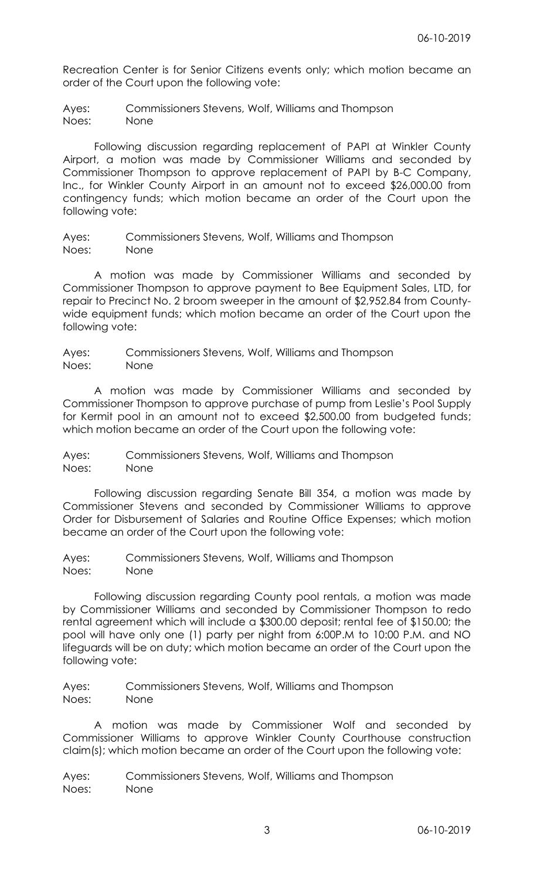Recreation Center is for Senior Citizens events only; which motion became an order of the Court upon the following vote:

Ayes: Commissioners Stevens, Wolf, Williams and Thompson
Noes: None

Following discussion regarding replacement of PAPI at Winkler County Airport, a motion was made by Commissioner Williams and seconded by Commissioner Thompson to approve replacement of PAPI by B-C Company, Inc., for Winkler County Airport in an amount not to exceed $26,000.00 from contingency funds; which motion became an order of the Court upon the following vote:

Ayes: Commissioners Stevens, Wolf, Williams and Thompson
Noes: None

A motion was made by Commissioner Williams and seconded by Commissioner Thompson to approve payment to Bee Equipment Sales, LTD, for repair to Precinct No. 2 broom sweeper in the amount of $2,952.84 from County-wide equipment funds; which motion became an order of the Court upon the following vote:

Ayes: Commissioners Stevens, Wolf, Williams and Thompson
Noes: None

A motion was made by Commissioner Williams and seconded by Commissioner Thompson to approve purchase of pump from Leslie's Pool Supply for Kermit pool in an amount not to exceed $2,500.00 from budgeted funds; which motion became an order of the Court upon the following vote:

Ayes: Commissioners Stevens, Wolf, Williams and Thompson
Noes: None

Following discussion regarding Senate Bill 354, a motion was made by Commissioner Stevens and seconded by Commissioner Williams to approve Order for Disbursement of Salaries and Routine Office Expenses; which motion became an order of the Court upon the following vote:

Ayes: Commissioners Stevens, Wolf, Williams and Thompson
Noes: None

Following discussion regarding County pool rentals, a motion was made by Commissioner Williams and seconded by Commissioner Thompson to redo rental agreement which will include a $300.00 deposit; rental fee of $150.00; the pool will have only one (1) party per night from 6:00P.M to 10:00 P.M. and NO lifeguards will be on duty; which motion became an order of the Court upon the following vote:

Ayes: Commissioners Stevens, Wolf, Williams and Thompson
Noes: None

A motion was made by Commissioner Wolf and seconded by Commissioner Williams to approve Winkler County Courthouse construction claim(s); which motion became an order of the Court upon the following vote:

Ayes: Commissioners Stevens, Wolf, Williams and Thompson
Noes: None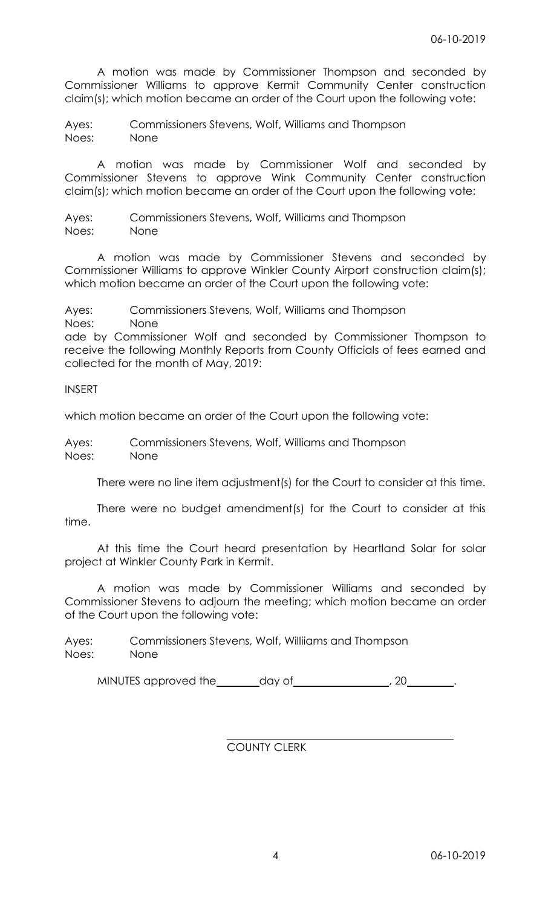A motion was made by Commissioner Thompson and seconded by Commissioner Williams to approve Kermit Community Center construction claim(s); which motion became an order of the Court upon the following vote:

Ayes: Commissioners Stevens, Wolf, Williams and Thompson
Noes: None

A motion was made by Commissioner Wolf and seconded by Commissioner Stevens to approve Wink Community Center construction claim(s); which motion became an order of the Court upon the following vote:

Ayes: Commissioners Stevens, Wolf, Williams and Thompson
Noes: None

A motion was made by Commissioner Stevens and seconded by Commissioner Williams to approve Winkler County Airport construction claim(s); which motion became an order of the Court upon the following vote:

Ayes: Commissioners Stevens, Wolf, Williams and Thompson
Noes: None
ade by Commissioner Wolf and seconded by Commissioner Thompson to receive the following Monthly Reports from County Officials of fees earned and collected for the month of May, 2019:

INSERT

which motion became an order of the Court upon the following vote:

Ayes: Commissioners Stevens, Wolf, Williams and Thompson
Noes: None

There were no line item adjustment(s) for the Court to consider at this time.

There were no budget amendment(s) for the Court to consider at this time.

At this time the Court heard presentation by Heartland Solar for solar project at Winkler County Park in Kermit.

A motion was made by Commissioner Williams and seconded by Commissioner Stevens to adjourn the meeting; which motion became an order of the Court upon the following vote:

Ayes: Commissioners Stevens, Wolf, Williiams and Thompson
Noes: None

MINUTES approved the ______ day of ________________, 20________.

______________________________
COUNTY CLERK